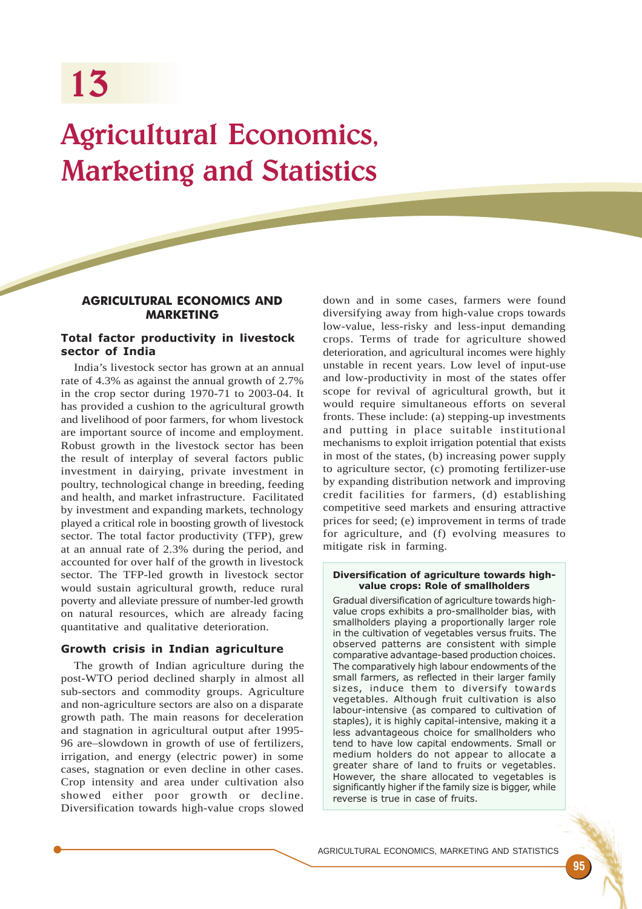# 13

# Agricultural Economics, Marketing and Statistics

## AGRICULTURAL ECONOMICS AND MARKETING

### Total factor productivity in livestock sector of India

India's livestock sector has grown at an annual rate of 4.3% as against the annual growth of 2.7% in the crop sector during 1970-71 to 2003-04. It has provided a cushion to the agricultural growth and livelihood of poor farmers, for whom livestock are important source of income and employment. Robust growth in the livestock sector has been the result of interplay of several factors public investment in dairying, private investment in poultry, technological change in breeding, feeding and health, and market infrastructure. Facilitated by investment and expanding markets, technology played a critical role in boosting growth of livestock sector. The total factor productivity (TFP), grew at an annual rate of 2.3% during the period, and accounted for over half of the growth in livestock sector. The TFP-led growth in livestock sector would sustain agricultural growth, reduce rural poverty and alleviate pressure of number-led growth on natural resources, which are already facing quantitative and qualitative deterioration.

### Growth crisis in Indian agriculture

The growth of Indian agriculture during the post-WTO period declined sharply in almost all sub-sectors and commodity groups. Agriculture and non-agriculture sectors are also on a disparate growth path. The main reasons for deceleration and stagnation in agricultural output after 1995-96 are–slowdown in growth of use of fertilizers, irrigation, and energy (electric power) in some cases, stagnation or even decline in other cases. Crop intensity and area under cultivation also showed either poor growth or decline. Diversification towards high-value crops slowed down and in some cases, farmers were found diversifying away from high-value crops towards low-value, less-risky and less-input demanding crops. Terms of trade for agriculture showed deterioration, and agricultural incomes were highly unstable in recent years. Low level of input-use and low-productivity in most of the states offer scope for revival of agricultural growth, but it would require simultaneous efforts on several fronts. These include: (a) stepping-up investments and putting in place suitable institutional mechanisms to exploit irrigation potential that exists in most of the states, (b) increasing power supply to agriculture sector, (c) promoting fertilizer-use by expanding distribution network and improving credit facilities for farmers, (d) establishing competitive seed markets and ensuring attractive prices for seed; (e) improvement in terms of trade for agriculture, and (f) evolving measures to mitigate risk in farming.

**Diversification of agriculture towards high-value crops: Role of smallholders**

Gradual diversification of agriculture towards high-value crops exhibits a pro-smallholder bias, with smallholders playing a proportionally larger role in the cultivation of vegetables versus fruits. The observed patterns are consistent with simple comparative advantage-based production choices. The comparatively high labour endowments of the small farmers, as reflected in their larger family sizes, induce them to diversify towards vegetables. Although fruit cultivation is also labour-intensive (as compared to cultivation of staples), it is highly capital-intensive, making it a less advantageous choice for smallholders who tend to have low capital endowments. Small or medium holders do not appear to allocate a greater share of land to fruits or vegetables. However, the share allocated to vegetables is significantly higher if the family size is bigger, while reverse is true in case of fruits.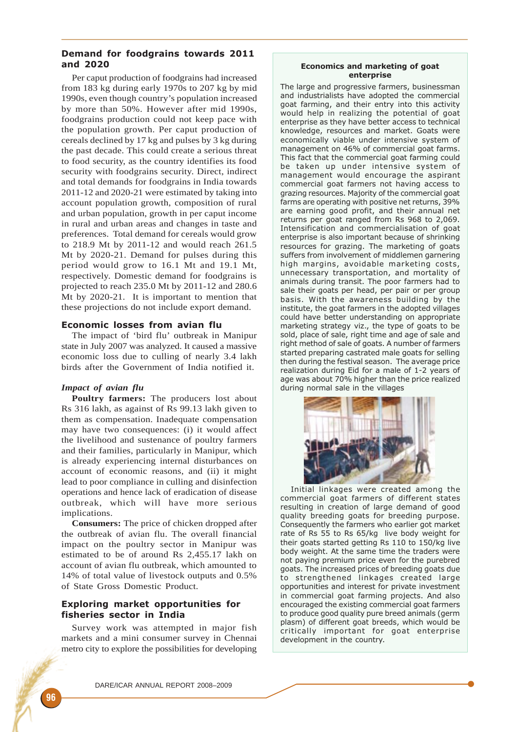## Demand for foodgrains towards 2011 and 2020

Per caput production of foodgrains had increased from 183 kg during early 1970s to 207 kg by mid 1990s, even though country's population increased by more than 50%. However after mid 1990s, foodgrains production could not keep pace with the population growth. Per caput production of cereals declined by 17 kg and pulses by 3 kg during the past decade. This could create a serious threat to food security, as the country identifies its food security with foodgrains security. Direct, indirect and total demands for foodgrains in India towards 2011-12 and 2020-21 were estimated by taking into account population growth, composition of rural and urban population, growth in per caput income in rural and urban areas and changes in taste and preferences. Total demand for cereals would grow to 218.9 Mt by 2011-12 and would reach 261.5 Mt by 2020-21. Demand for pulses during this period would grow to 16.1 Mt and 19.1 Mt, respectively. Domestic demand for foodgrains is projected to reach 235.0 Mt by 2011-12 and 280.6 Mt by 2020-21. It is important to mention that these projections do not include export demand.

## Economic losses from avian flu

The impact of 'bird flu' outbreak in Manipur state in July 2007 was analyzed. It caused a massive economic loss due to culling of nearly 3.4 lakh birds after the Government of India notified it.

### *Impact of avian flu*

**Poultry farmers:** The producers lost about Rs 316 lakh, as against of Rs 99.13 lakh given to them as compensation. Inadequate compensation may have two consequences: (i) it would affect the livelihood and sustenance of poultry farmers and their families, particularly in Manipur, which is already experiencing internal disturbances on account of economic reasons, and (ii) it might lead to poor compliance in culling and disinfection operations and hence lack of eradication of disease outbreak, which will have more serious implications.

**Consumers:** The price of chicken dropped after the outbreak of avian flu. The overall financial impact on the poultry sector in Manipur was estimated to be of around Rs 2,455.17 lakh on account of avian flu outbreak, which amounted to 14% of total value of livestock outputs and 0.5% of State Gross Domestic Product.

## Exploring market opportunities for fisheries sector in India

Survey work was attempted in major fish markets and a mini consumer survey in Chennai metro city to explore the possibilities for developing

### Economics and marketing of goat enterprise

The large and progressive farmers, businessman and industrialists have adopted the commercial goat farming, and their entry into this activity would help in realizing the potential of goat enterprise as they have better access to technical knowledge, resources and market. Goats were economically viable under intensive system of management on 46% of commercial goat farms. This fact that the commercial goat farming could be taken up under intensive system of management would encourage the aspirant commercial goat farmers not having access to grazing resources. Majority of the commercial goat farms are operating with positive net returns, 39% are earning good profit, and their annual net returns per goat ranged from Rs 968 to 2,069. Intensification and commercialisation of goat enterprise is also important because of shrinking resources for grazing. The marketing of goats suffers from involvement of middlemen garnering high margins, avoidable marketing costs, unnecessary transportation, and mortality of animals during transit. The poor farmers had to sale their goats per head, per pair or per group basis. With the awareness building by the institute, the goat farmers in the adopted villages could have better understanding on appropriate marketing strategy viz., the type of goats to be sold, place of sale, right time and age of sale and right method of sale of goats. A number of farmers started preparing castrated male goats for selling then during the festival season. The average price realization during Eid for a male of 1-2 years of age was about 70% higher than the price realized during normal sale in the villages

Initial linkages were created among the commercial goat farmers of different states resulting in creation of large demand of good quality breeding goats for breeding purpose. Consequently the farmers who earlier got market rate of Rs 55 to Rs 65/kg live body weight for their goats started getting Rs 110 to 150/kg live body weight. At the same time the traders were not paying premium price even for the purebred goats. The increased prices of breeding goats due to strengthened linkages created large opportunities and interest for private investment in commercial goat farming projects. And also encouraged the existing commercial goat farmers to produce good quality pure breed animals (germ plasm) of different goat breeds, which would be critically important for goat enterprise development in the country.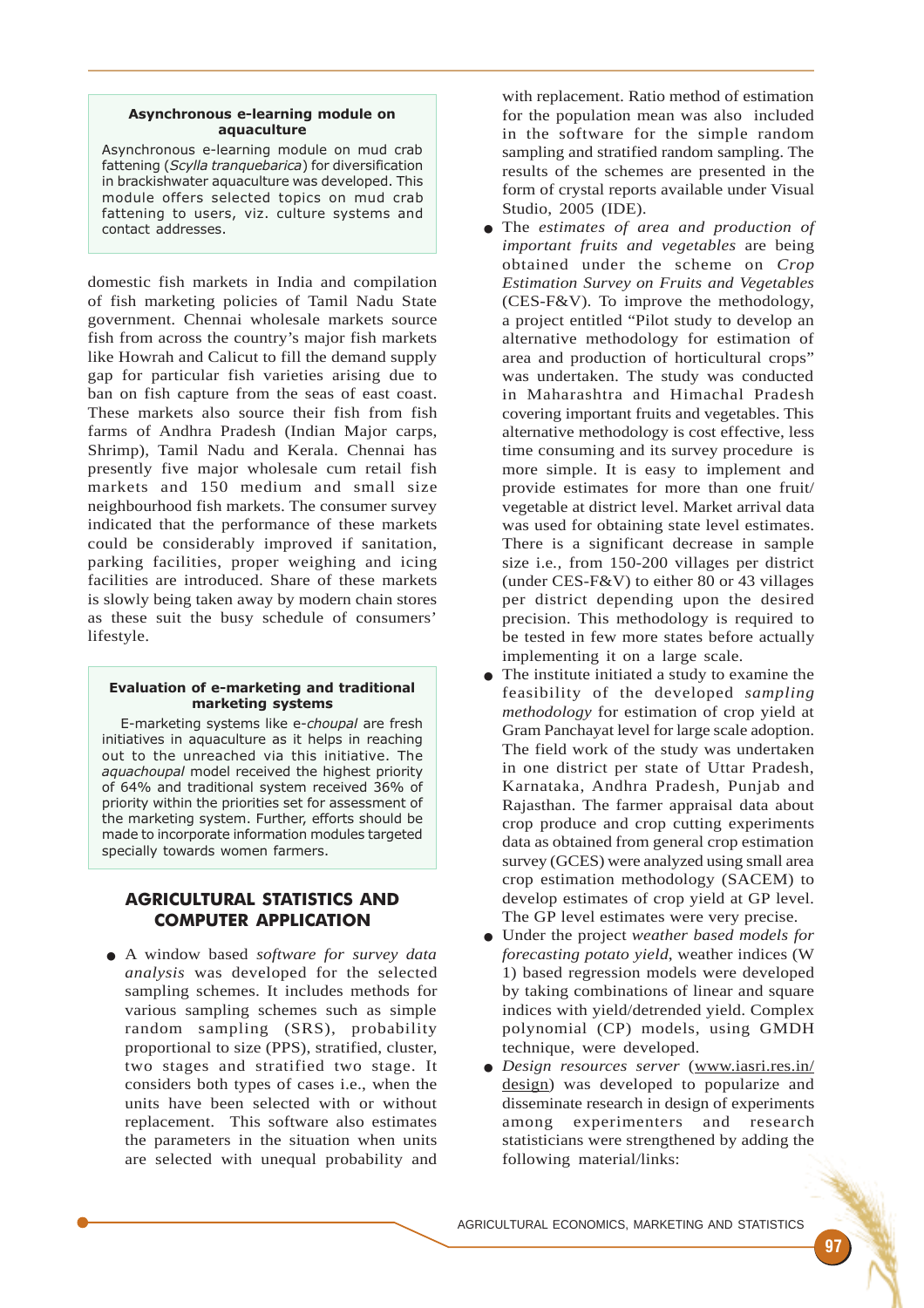**Asynchronous e-learning module on aquaculture**

Asynchronous e-learning module on mud crab fattening (*Scylla tranquebarica*) for diversification in brackishwater aquaculture was developed. This module offers selected topics on mud crab fattening to users, viz. culture systems and contact addresses.

domestic fish markets in India and compilation of fish marketing policies of Tamil Nadu State government. Chennai wholesale markets source fish from across the country's major fish markets like Howrah and Calicut to fill the demand supply gap for particular fish varieties arising due to ban on fish capture from the seas of east coast. These markets also source their fish from fish farms of Andhra Pradesh (Indian Major carps, Shrimp), Tamil Nadu and Kerala. Chennai has presently five major wholesale cum retail fish markets and 150 medium and small size neighbourhood fish markets. The consumer survey indicated that the performance of these markets could be considerably improved if sanitation, parking facilities, proper weighing and icing facilities are introduced. Share of these markets is slowly being taken away by modern chain stores as these suit the busy schedule of consumers' lifestyle.

**Evaluation of e-marketing and traditional marketing systems**

E-marketing systems like e-*choupal* are fresh initiatives in aquaculture as it helps in reaching out to the unreached via this initiative. The *aquachoupal* model received the highest priority of 64% and traditional system received 36% of priority within the priorities set for assessment of the marketing system. Further, efforts should be made to incorporate information modules targeted specially towards women farmers.

## AGRICULTURAL STATISTICS AND COMPUTER APPLICATION

- A window based *software for survey data analysis* was developed for the selected sampling schemes. It includes methods for various sampling schemes such as simple random sampling (SRS), probability proportional to size (PPS), stratified, cluster, two stages and stratified two stage. It considers both types of cases i.e., when the units have been selected with or without replacement. This software also estimates the parameters in the situation when units are selected with unequal probability and with replacement. Ratio method of estimation for the population mean was also included in the software for the simple random sampling and stratified random sampling. The results of the schemes are presented in the form of crystal reports available under Visual Studio, 2005 (IDE).
- The *estimates of area and production of important fruits and vegetables* are being obtained under the scheme on *Crop Estimation Survey on Fruits and Vegetables* (CES-F&V). To improve the methodology, a project entitled "Pilot study to develop an alternative methodology for estimation of area and production of horticultural crops" was undertaken. The study was conducted in Maharashtra and Himachal Pradesh covering important fruits and vegetables. This alternative methodology is cost effective, less time consuming and its survey procedure is more simple. It is easy to implement and provide estimates for more than one fruit/vegetable at district level. Market arrival data was used for obtaining state level estimates. There is a significant decrease in sample size i.e., from 150-200 villages per district (under CES-F&V) to either 80 or 43 villages per district depending upon the desired precision. This methodology is required to be tested in few more states before actually implementing it on a large scale.
- The institute initiated a study to examine the feasibility of the developed *sampling methodology* for estimation of crop yield at Gram Panchayat level for large scale adoption. The field work of the study was undertaken in one district per state of Uttar Pradesh, Karnataka, Andhra Pradesh, Punjab and Rajasthan. The farmer appraisal data about crop produce and crop cutting experiments data as obtained from general crop estimation survey (GCES) were analyzed using small area crop estimation methodology (SACEM) to develop estimates of crop yield at GP level. The GP level estimates were very precise.
- Under the project *weather based models for forecasting potato yield*, weather indices (W 1) based regression models were developed by taking combinations of linear and square indices with yield/detrended yield. Complex polynomial (CP) models, using GMDH technique, were developed.
- *Design resources server* (www.iasri.res.in/design) was developed to popularize and disseminate research in design of experiments among experimenters and research statisticians were strengthened by adding the following material/links: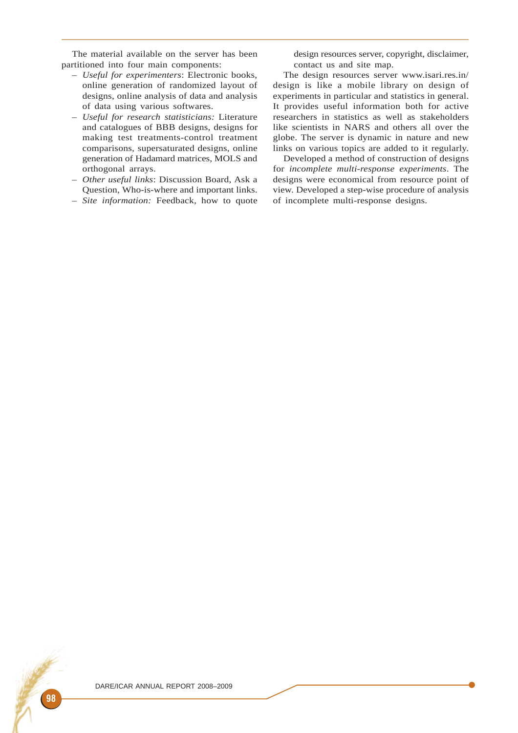The material available on the server has been partitioned into four main components:

- *Useful for experimenters*: Electronic books, online generation of randomized layout of designs, online analysis of data and analysis of data using various softwares.
- *Useful for research statisticians:* Literature and catalogues of BBB designs, designs for making test treatments-control treatment comparisons, supersaturated designs, online generation of Hadamard matrices, MOLS and orthogonal arrays.
- *Other useful links*: Discussion Board, Ask a Question, Who-is-where and important links.
- *Site information:* Feedback, how to quote design resources server, copyright, disclaimer, contact us and site map.

The design resources server www.isari.res.in/design is like a mobile library on design of experiments in particular and statistics in general. It provides useful information both for active researchers in statistics as well as stakeholders like scientists in NARS and others all over the globe. The server is dynamic in nature and new links on various topics are added to it regularly.

Developed a method of construction of designs for *incomplete multi-response experiments*. The designs were economical from resource point of view. Developed a step-wise procedure of analysis of incomplete multi-response designs.